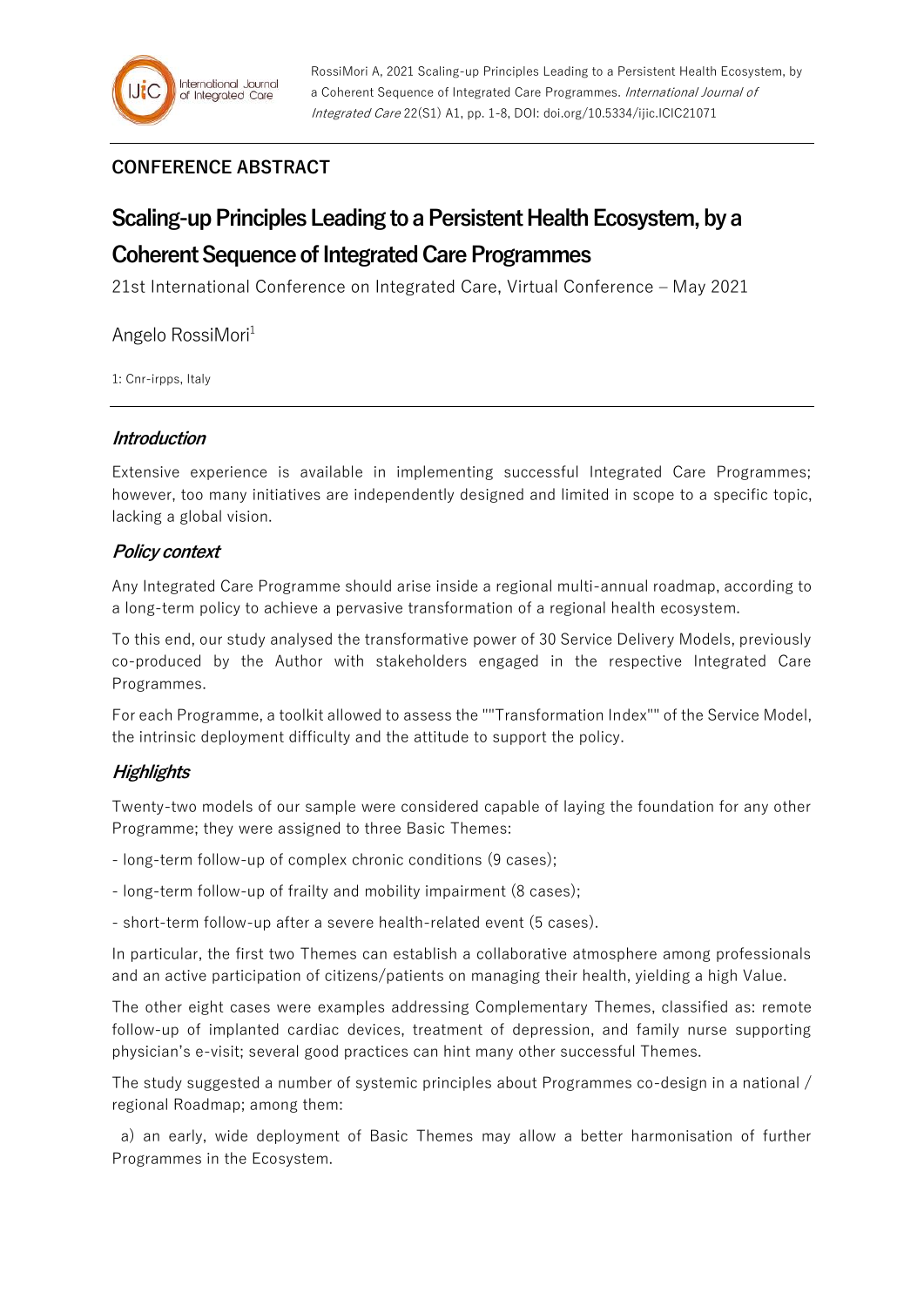## CONFERENCE ABSTRACT

# Scaling-up Principles Leading to a Persistent Health Ecosystem, by a Coherent Sequence of Integrated Care Programmes

21st International Conference on Integrated Care, Virtual Conference – May 2021

Angelo RossiMori[1]

1: Cnr-irpps, Italy

### *Introduction*

Extensive experience is available in implementing successful Integrated Care Programmes; however, too many initiatives are independently designed and limited in scope to a specific topic, lacking a global vision.

### *Policy context*

Any Integrated Care Programme should arise inside a regional multi-annual roadmap, according to a long-term policy to achieve a pervasive transformation of a regional health ecosystem.

To this end, our study analysed the transformative power of 30 Service Delivery Models, previously co-produced by the Author with stakeholders engaged in the respective Integrated Care Programmes.

For each Programme, a toolkit allowed to assess the ""Transformation Index"" of the Service Model, the intrinsic deployment difficulty and the attitude to support the policy.

### *Highlights*

Twenty-two models of our sample were considered capable of laying the foundation for any other Programme; they were assigned to three Basic Themes:

- long-term follow-up of complex chronic conditions (9 cases);

- long-term follow-up of frailty and mobility impairment (8 cases);

- short-term follow-up after a severe health-related event (5 cases).

In particular, the first two Themes can establish a collaborative atmosphere among professionals and an active participation of citizens/patients on managing their health, yielding a high Value.

The other eight cases were examples addressing Complementary Themes, classified as: remote follow-up of implanted cardiac devices, treatment of depression, and family nurse supporting physician's e-visit; several good practices can hint many other successful Themes.

The study suggested a number of systemic principles about Programmes co-design in a national / regional Roadmap; among them:

a) an early, wide deployment of Basic Themes may allow a better harmonisation of further Programmes in the Ecosystem.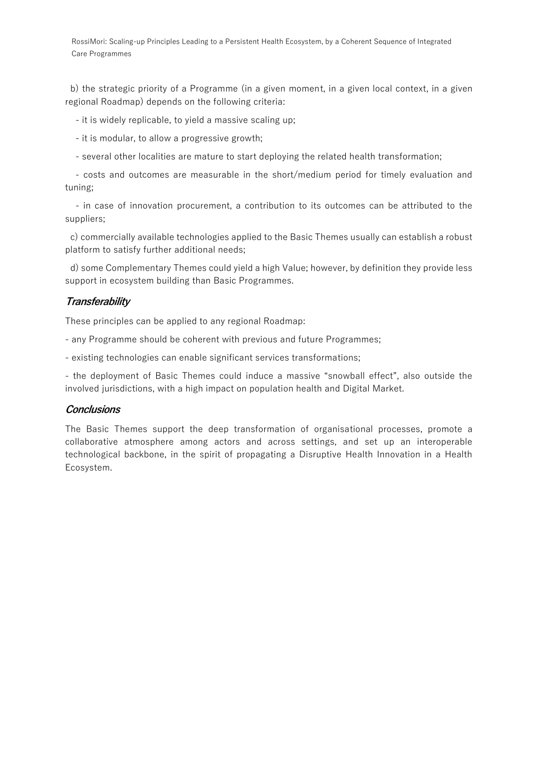b) the strategic priority of a Programme (in a given moment, in a given local context, in a given regional Roadmap) depends on the following criteria:

- it is widely replicable, to yield a massive scaling up;
- it is modular, to allow a progressive growth;
- several other localities are mature to start deploying the related health transformation;
- costs and outcomes are measurable in the short/medium period for timely evaluation and tuning;
- in case of innovation procurement, a contribution to its outcomes can be attributed to the suppliers;

c) commercially available technologies applied to the Basic Themes usually can establish a robust platform to satisfy further additional needs;

d) some Complementary Themes could yield a high Value; however, by definition they provide less support in ecosystem building than Basic Programmes.

## *Transferability*

These principles can be applied to any regional Roadmap:

- any Programme should be coherent with previous and future Programmes;
- existing technologies can enable significant services transformations;
- the deployment of Basic Themes could induce a massive "snowball effect", also outside the involved jurisdictions, with a high impact on population health and Digital Market.

## *Conclusions*

The Basic Themes support the deep transformation of organisational processes, promote a collaborative atmosphere among actors and across settings, and set up an interoperable technological backbone, in the spirit of propagating a Disruptive Health Innovation in a Health Ecosystem.